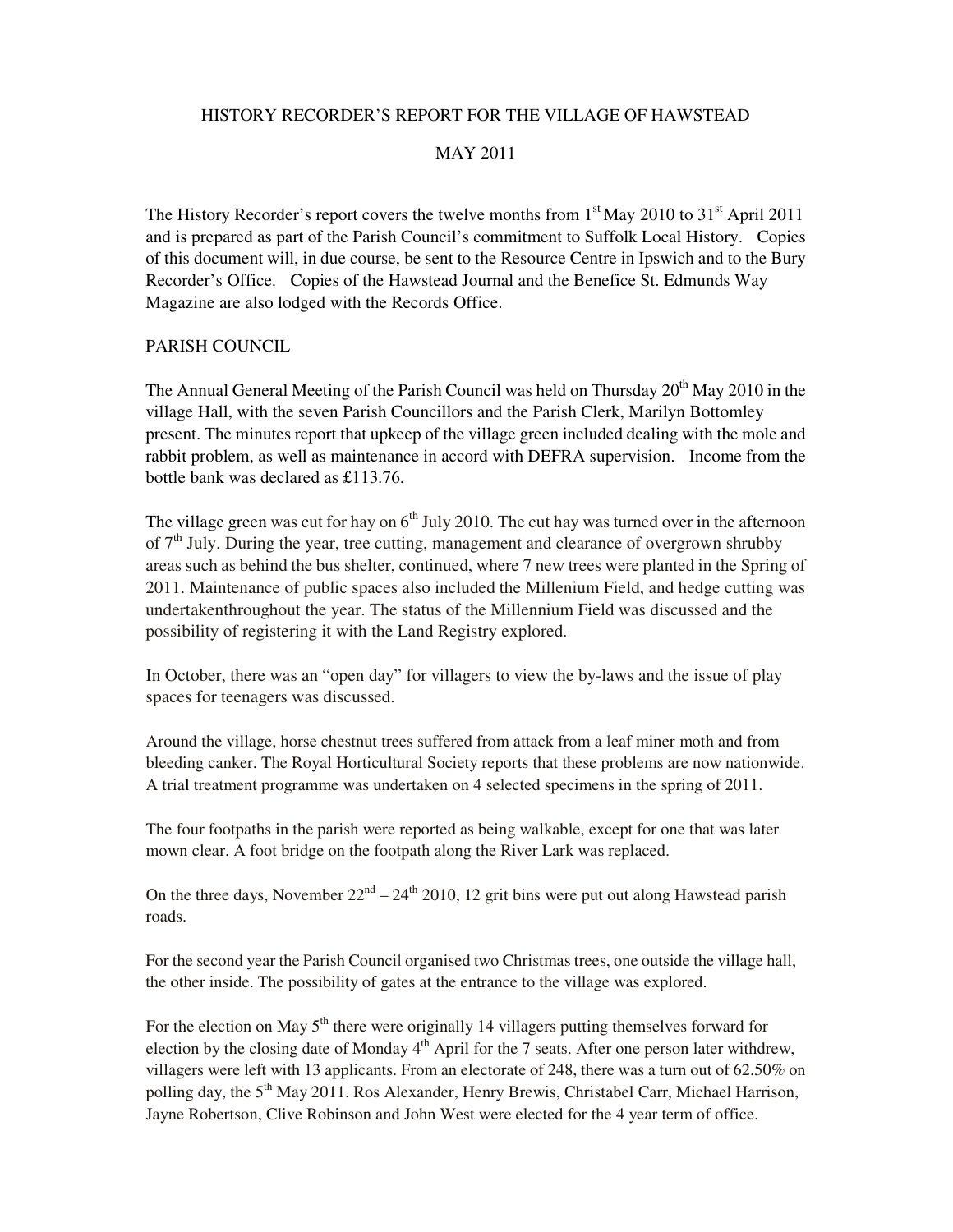# HISTORY RECORDER'S REPORT FOR THE VILLAGE OF HAWSTEAD

## MAY 2011

The History Recorder's report covers the twelve months from 1st May 2010 to 31st April 2011 and is prepared as part of the Parish Council's commitment to Suffolk Local History. Copies of this document will, in due course, be sent to the Resource Centre in Ipswich and to the Bury Recorder's Office. Copies of the Hawstead Journal and the Benefice St. Edmunds Way Magazine are also lodged with the Records Office.

## PARISH COUNCIL

The Annual General Meeting of the Parish Council was held on Thursday 20th May 2010 in the village Hall, with the seven Parish Councillors and the Parish Clerk, Marilyn Bottomley present. The minutes report that upkeep of the village green included dealing with the mole and rabbit problem, as well as maintenance in accord with DEFRA supervision. Income from the bottle bank was declared as £113.76.

The village green was cut for hay on 6th July 2010. The cut hay was turned over in the afternoon of 7th July. During the year, tree cutting, management and clearance of overgrown shrubby areas such as behind the bus shelter, continued, where 7 new trees were planted in the Spring of 2011. Maintenance of public spaces also included the Millenium Field, and hedge cutting was undertakenthroughout the year. The status of the Millennium Field was discussed and the possibility of registering it with the Land Registry explored.

In October, there was an "open day" for villagers to view the by-laws and the issue of play spaces for teenagers was discussed.

Around the village, horse chestnut trees suffered from attack from a leaf miner moth and from bleeding canker. The Royal Horticultural Society reports that these problems are now nationwide. A trial treatment programme was undertaken on 4 selected specimens in the spring of 2011.

The four footpaths in the parish were reported as being walkable, except for one that was later mown clear. A foot bridge on the footpath along the River Lark was replaced.

On the three days, November 22nd – 24th 2010, 12 grit bins were put out along Hawstead parish roads.

For the second year the Parish Council organised two Christmas trees, one outside the village hall, the other inside. The possibility of gates at the entrance to the village was explored.

For the election on May 5th there were originally 14 villagers putting themselves forward for election by the closing date of Monday 4th April for the 7 seats. After one person later withdrew, villagers were left with 13 applicants. From an electorate of 248, there was a turn out of 62.50% on polling day, the 5th May 2011. Ros Alexander, Henry Brewis, Christabel Carr, Michael Harrison, Jayne Robertson, Clive Robinson and John West were elected for the 4 year term of office.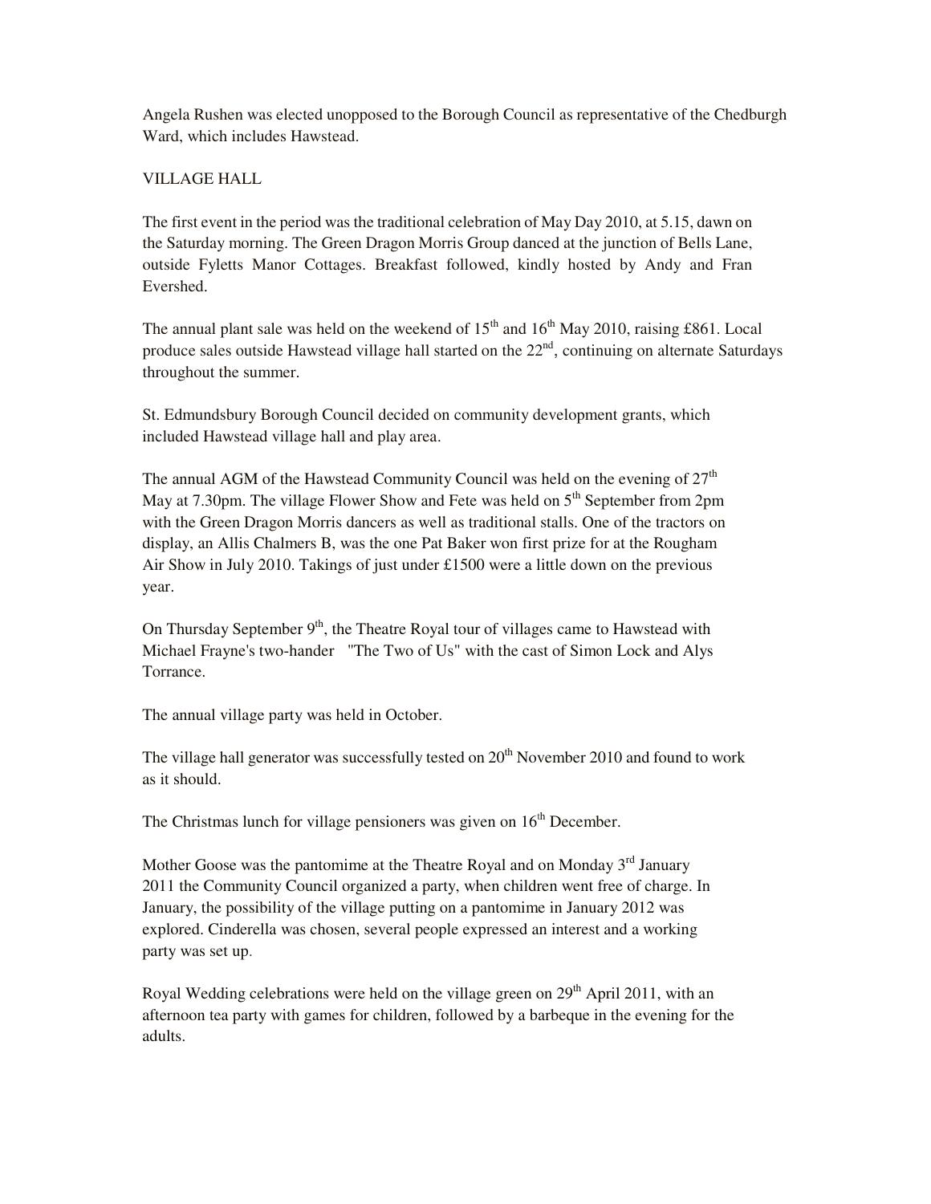Angela Rushen was elected unopposed to the Borough Council as representative of the Chedburgh Ward, which includes Hawstead.

## VILLAGE HALL

The first event in the period was the traditional celebration of May Day 2010, at 5.15, dawn on the Saturday morning. The Green Dragon Morris Group danced at the junction of Bells Lane, outside Fyletts Manor Cottages. Breakfast followed, kindly hosted by Andy and Fran Evershed.

The annual plant sale was held on the weekend of 15th and 16th May 2010, raising £861. Local produce sales outside Hawstead village hall started on the 22nd, continuing on alternate Saturdays throughout the summer.

St. Edmundsbury Borough Council decided on community development grants, which included Hawstead village hall and play area.

The annual AGM of the Hawstead Community Council was held on the evening of 27th May at 7.30pm. The village Flower Show and Fete was held on 5th September from 2pm with the Green Dragon Morris dancers as well as traditional stalls. One of the tractors on display, an Allis Chalmers B, was the one Pat Baker won first prize for at the Rougham Air Show in July 2010. Takings of just under £1500 were a little down on the previous year.

On Thursday September 9th, the Theatre Royal tour of villages came to Hawstead with Michael Frayne's two-hander "The Two of Us" with the cast of Simon Lock and Alys Torrance.

The annual village party was held in October.

The village hall generator was successfully tested on 20th November 2010 and found to work as it should.

The Christmas lunch for village pensioners was given on 16th December.

Mother Goose was the pantomime at the Theatre Royal and on Monday 3rd January 2011 the Community Council organized a party, when children went free of charge. In January, the possibility of the village putting on a pantomime in January 2012 was explored. Cinderella was chosen, several people expressed an interest and a working party was set up.

Royal Wedding celebrations were held on the village green on 29th April 2011, with an afternoon tea party with games for children, followed by a barbeque in the evening for the adults.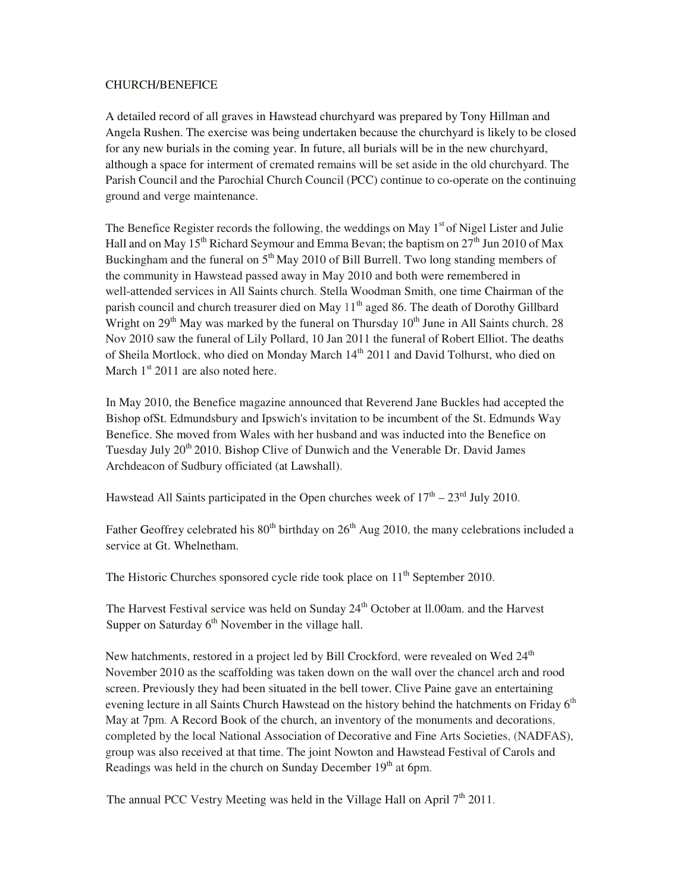CHURCH/BENEFICE

A detailed record of all graves in Hawstead churchyard was prepared by Tony Hillman and Angela Rushen. The exercise was being undertaken because the churchyard is likely to be closed for any new burials in the coming year. In future, all burials will be in the new churchyard, although a space for interment of cremated remains will be set aside in the old churchyard. The Parish Council and the Parochial Church Council (PCC) continue to co-operate on the continuing ground and verge maintenance.

The Benefice Register records the following, the weddings on May 1st of Nigel Lister and Julie Hall and on May 15th Richard Seymour and Emma Bevan; the baptism on 27th Jun 2010 of Max Buckingham and the funeral on 5th May 2010 of Bill Burrell. Two long standing members of the community in Hawstead passed away in May 2010 and both were remembered in well-attended services in All Saints church. Stella Woodman Smith, one time Chairman of the parish council and church treasurer died on May 11th aged 86. The death of Dorothy Gillbard Wright on 29th May was marked by the funeral on Thursday 10th June in All Saints church. 28 Nov 2010 saw the funeral of Lily Pollard, 10 Jan 2011 the funeral of Robert Elliot. The deaths of Sheila Mortlock, who died on Monday March 14th 2011 and David Tolhurst, who died on March 1st 2011 are also noted here.

In May 2010, the Benefice magazine announced that Reverend Jane Buckles had accepted the Bishop ofSt. Edmundsbury and Ipswich's invitation to be incumbent of the St. Edmunds Way Benefice. She moved from Wales with her husband and was inducted into the Benefice on Tuesday July 20th 2010. Bishop Clive of Dunwich and the Venerable Dr. David James Archdeacon of Sudbury officiated (at Lawshall).

Hawstead All Saints participated in the Open churches week of 17th – 23rd July 2010.

Father Geoffrey celebrated his 80th birthday on 26th Aug 2010, the many celebrations included a service at Gt. Whelnetham.

The Historic Churches sponsored cycle ride took place on 11th September 2010.

The Harvest Festival service was held on Sunday 24th October at ll.00am. and the Harvest Supper on Saturday 6th November in the village hall.

New hatchments, restored in a project led by Bill Crockford, were revealed on Wed 24th November 2010 as the scaffolding was taken down on the wall over the chancel arch and rood screen. Previously they had been situated in the bell tower. Clive Paine gave an entertaining evening lecture in all Saints Church Hawstead on the history behind the hatchments on Friday 6th May at 7pm. A Record Book of the church, an inventory of the monuments and decorations, completed by the local National Association of Decorative and Fine Arts Societies, (NADFAS), group was also received at that time. The joint Nowton and Hawstead Festival of Carols and Readings was held in the church on Sunday December 19th at 6pm.

The annual PCC Vestry Meeting was held in the Village Hall on April 7th 2011.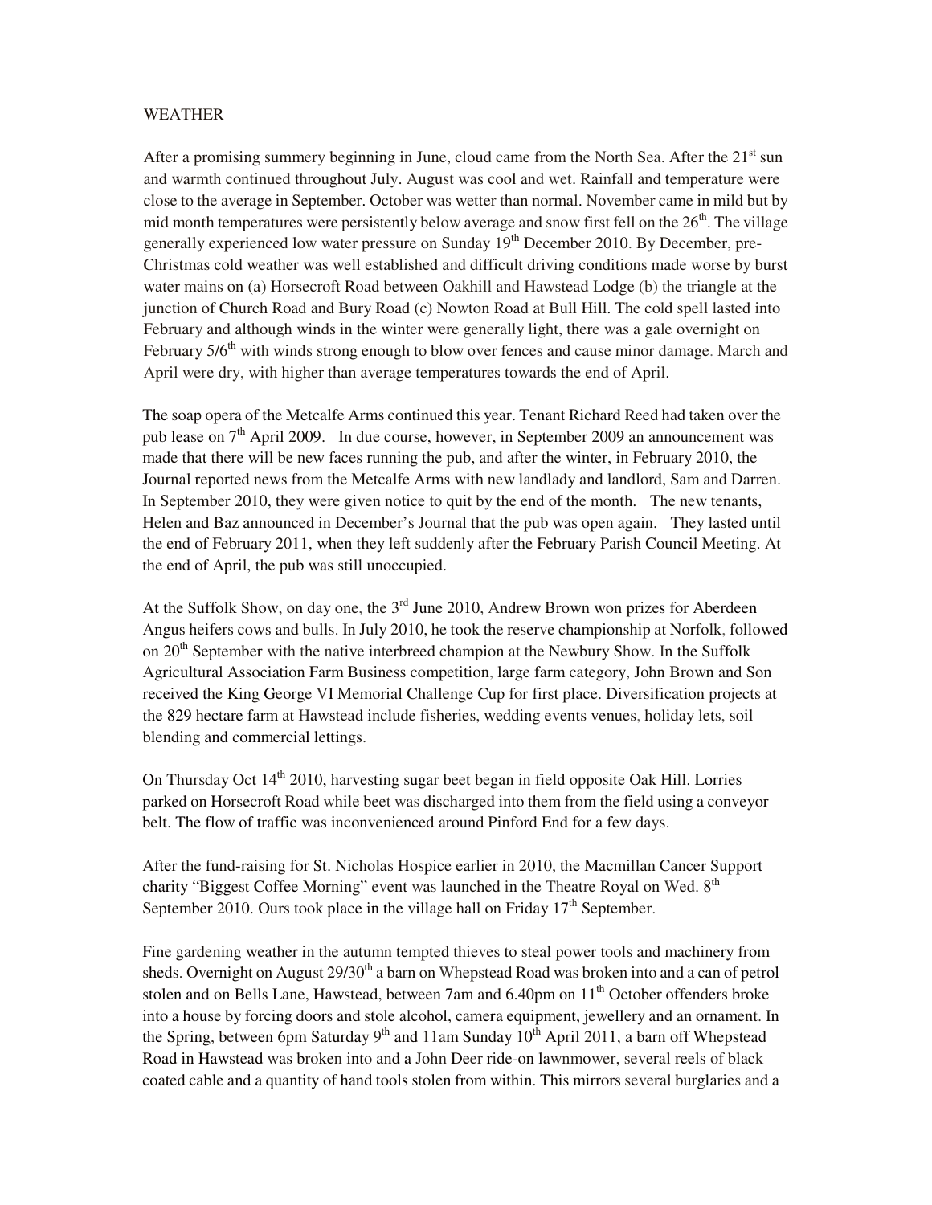WEATHER

After a promising summery beginning in June, cloud came from the North Sea. After the 21st sun and warmth continued throughout July. August was cool and wet. Rainfall and temperature were close to the average in September. October was wetter than normal. November came in mild but by mid month temperatures were persistently below average and snow first fell on the 26th. The village generally experienced low water pressure on Sunday 19th December 2010. By December, pre-Christmas cold weather was well established and difficult driving conditions made worse by burst water mains on (a) Horsecroft Road between Oakhill and Hawstead Lodge (b) the triangle at the junction of Church Road and Bury Road (c) Nowton Road at Bull Hill. The cold spell lasted into February and although winds in the winter were generally light, there was a gale overnight on February 5/6th with winds strong enough to blow over fences and cause minor damage. March and April were dry, with higher than average temperatures towards the end of April.

The soap opera of the Metcalfe Arms continued this year. Tenant Richard Reed had taken over the pub lease on 7th April 2009. In due course, however, in September 2009 an announcement was made that there will be new faces running the pub, and after the winter, in February 2010, the Journal reported news from the Metcalfe Arms with new landlady and landlord, Sam and Darren. In September 2010, they were given notice to quit by the end of the month. The new tenants, Helen and Baz announced in December's Journal that the pub was open again. They lasted until the end of February 2011, when they left suddenly after the February Parish Council Meeting. At the end of April, the pub was still unoccupied.

At the Suffolk Show, on day one, the 3rd June 2010, Andrew Brown won prizes for Aberdeen Angus heifers cows and bulls. In July 2010, he took the reserve championship at Norfolk, followed on 20th September with the native interbreed champion at the Newbury Show. In the Suffolk Agricultural Association Farm Business competition, large farm category, John Brown and Son received the King George VI Memorial Challenge Cup for first place. Diversification projects at the 829 hectare farm at Hawstead include fisheries, wedding events venues, holiday lets, soil blending and commercial lettings.

On Thursday Oct 14th 2010, harvesting sugar beet began in field opposite Oak Hill. Lorries parked on Horsecroft Road while beet was discharged into them from the field using a conveyor belt. The flow of traffic was inconvenienced around Pinford End for a few days.

After the fund-raising for St. Nicholas Hospice earlier in 2010, the Macmillan Cancer Support charity "Biggest Coffee Morning" event was launched in the Theatre Royal on Wed. 8th September 2010. Ours took place in the village hall on Friday 17th September.

Fine gardening weather in the autumn tempted thieves to steal power tools and machinery from sheds. Overnight on August 29/30th a barn on Whepstead Road was broken into and a can of petrol stolen and on Bells Lane, Hawstead, between 7am and 6.40pm on 11th October offenders broke into a house by forcing doors and stole alcohol, camera equipment, jewellery and an ornament. In the Spring, between 6pm Saturday 9th and 11am Sunday 10th April 2011, a barn off Whepstead Road in Hawstead was broken into and a John Deer ride-on lawnmower, several reels of black coated cable and a quantity of hand tools stolen from within. This mirrors several burglaries and a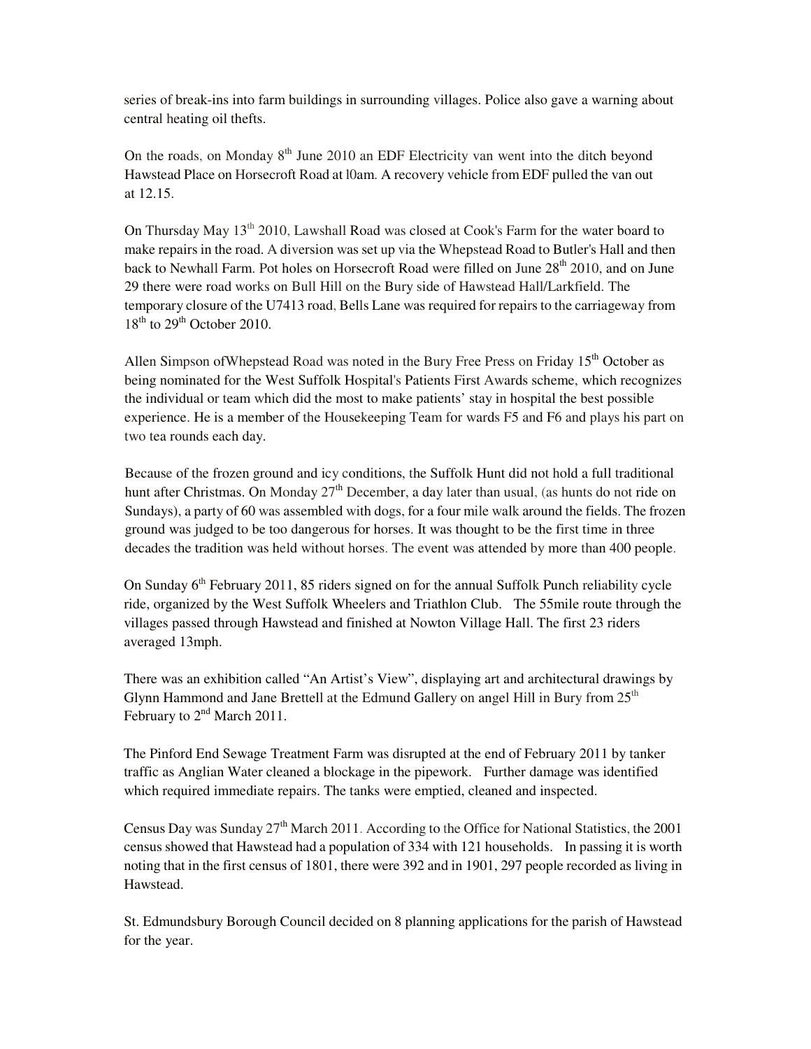series of break-ins into farm buildings in surrounding villages. Police also gave a warning about central heating oil thefts.

On the roads, on Monday 8th June 2010 an EDF Electricity van went into the ditch beyond Hawstead Place on Horsecroft Road at l0am. A recovery vehicle from EDF pulled the van out at 12.15.

On Thursday May 13th 2010, Lawshall Road was closed at Cook's Farm for the water board to make repairs in the road. A diversion was set up via the Whepstead Road to Butler's Hall and then back to Newhall Farm. Pot holes on Horsecroft Road were filled on June 28th 2010, and on June 29 there were road works on Bull Hill on the Bury side of Hawstead Hall/Larkfield. The temporary closure of the U7413 road, Bells Lane was required for repairs to the carriageway from 18th to 29th October 2010.

Allen Simpson ofWhepstead Road was noted in the Bury Free Press on Friday 15th October as being nominated for the West Suffolk Hospital's Patients First Awards scheme, which recognizes the individual or team which did the most to make patients' stay in hospital the best possible experience. He is a member of the Housekeeping Team for wards F5 and F6 and plays his part on two tea rounds each day.

Because of the frozen ground and icy conditions, the Suffolk Hunt did not hold a full traditional hunt after Christmas. On Monday 27th December, a day later than usual, (as hunts do not ride on Sundays), a party of 60 was assembled with dogs, for a four mile walk around the fields. The frozen ground was judged to be too dangerous for horses. It was thought to be the first time in three decades the tradition was held without horses. The event was attended by more than 400 people.

On Sunday 6th February 2011, 85 riders signed on for the annual Suffolk Punch reliability cycle ride, organized by the West Suffolk Wheelers and Triathlon Club. The 55mile route through the villages passed through Hawstead and finished at Nowton Village Hall. The first 23 riders averaged 13mph.

There was an exhibition called "An Artist's View", displaying art and architectural drawings by Glynn Hammond and Jane Brettell at the Edmund Gallery on angel Hill in Bury from 25th February to 2nd March 2011.

The Pinford End Sewage Treatment Farm was disrupted at the end of February 2011 by tanker traffic as Anglian Water cleaned a blockage in the pipework. Further damage was identified which required immediate repairs. The tanks were emptied, cleaned and inspected.

Census Day was Sunday 27th March 2011. According to the Office for National Statistics, the 2001 census showed that Hawstead had a population of 334 with 121 households. In passing it is worth noting that in the first census of 1801, there were 392 and in 1901, 297 people recorded as living in Hawstead.

St. Edmundsbury Borough Council decided on 8 planning applications for the parish of Hawstead for the year.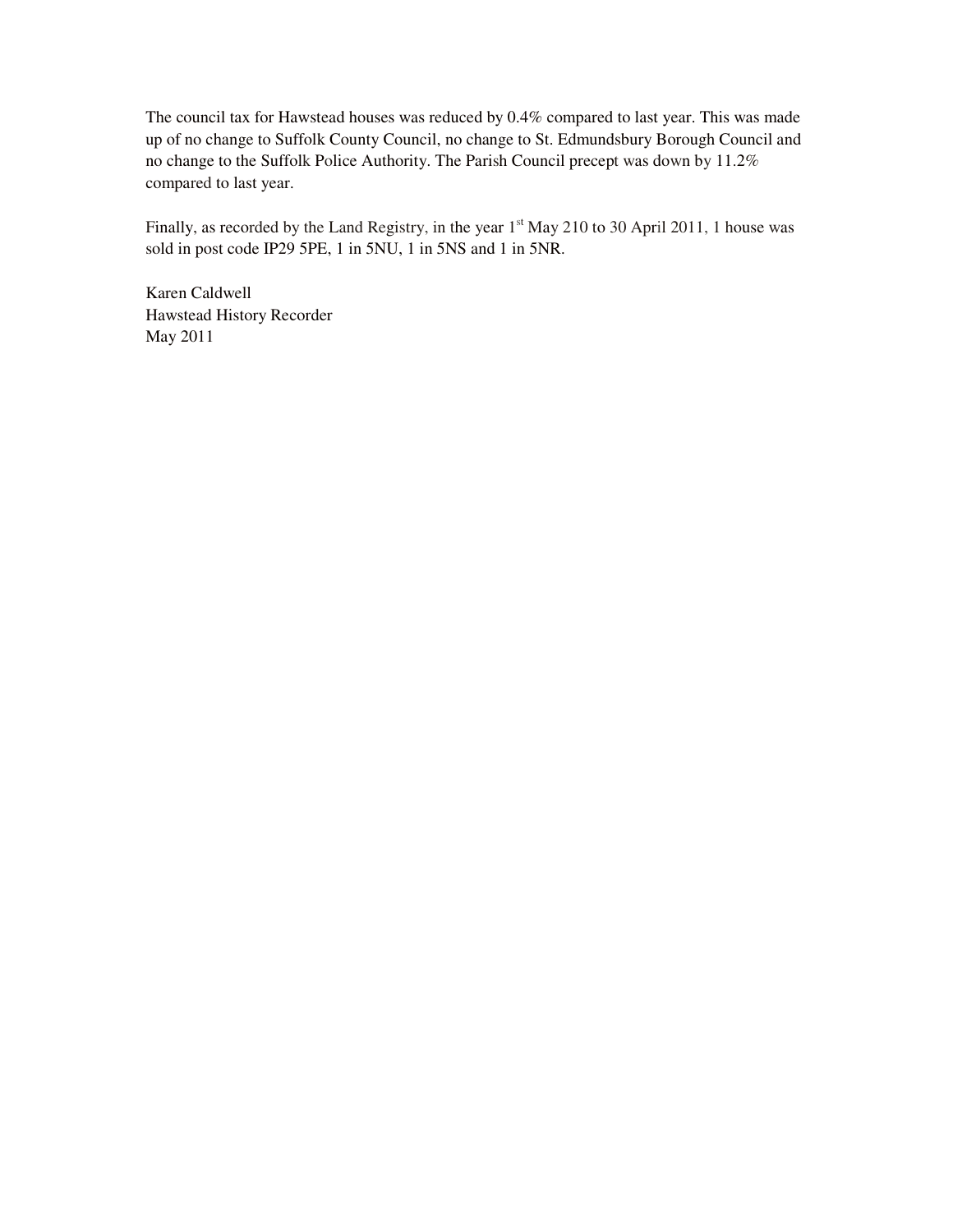The council tax for Hawstead houses was reduced by 0.4% compared to last year. This was made up of no change to Suffolk County Council, no change to St. Edmundsbury Borough Council and no change to the Suffolk Police Authority. The Parish Council precept was down by 11.2% compared to last year.

Finally, as recorded by the Land Registry, in the year 1st May 210 to 30 April 2011, 1 house was sold in post code IP29 5PE, 1 in 5NU, 1 in 5NS and 1 in 5NR.

Karen Caldwell
Hawstead History Recorder
May 2011